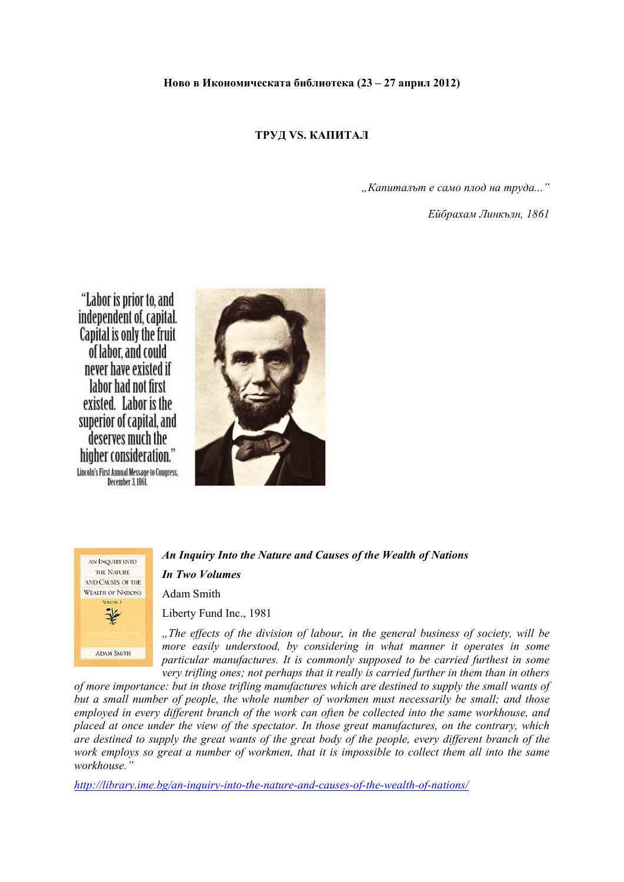**Ново в Икономическата библиотека (23 – 27 април 2012)**

## ТРУД VS. КАПИТАЛ

*„Капиталът е само плод на труда..."*

*Ейбрахам Линкълн, 1861*

"Labor is prior to, and independent of, capital. Capital is only the fruit of labor, and could never have existed if labor had not first existed. Labor is the superior of capital, and deserves much the higher consideration."

Lincoln's First Annual Message to Congress, December 3, 1861.

***An Inquiry Into the Nature and Causes of the Wealth of Nations***

***In Two Volumes***

Adam Smith

Liberty Fund Inc., 1981

*„The effects of the division of labour, in the general business of society, will be more easily understood, by considering in what manner it operates in some particular manufactures. It is commonly supposed to be carried furthest in some very trifling ones; not perhaps that it really is carried further in them than in others of more importance: but in those trifling manufactures which are destined to supply the small wants of but a small number of people, the whole number of workmen must necessarily be small; and those employed in every different branch of the work can often be collected into the same workhouse, and placed at once under the view of the spectator. In those great manufactures, on the contrary, which are destined to supply the great wants of the great body of the people, every different branch of the work employs so great a number of workmen, that it is impossible to collect them all into the same workhouse."*

http://library.ime.bg/an-inquiry-into-the-nature-and-causes-of-the-wealth-of-nations/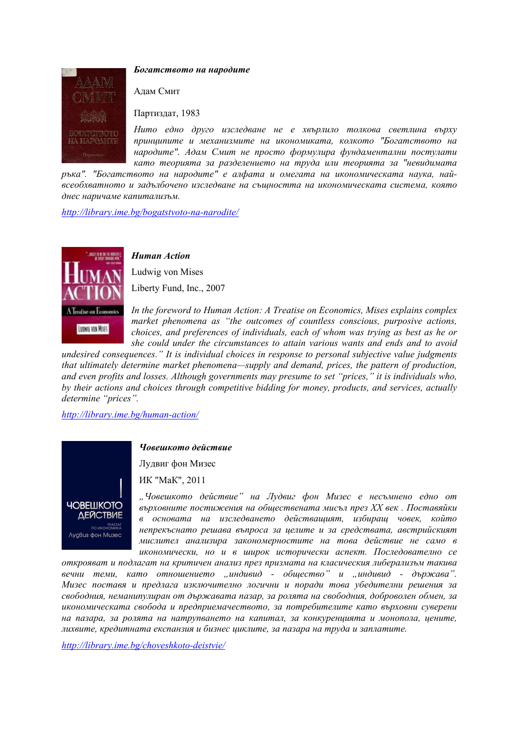***Богатството на народите***

Адам Смит

Партиздат, 1983

*Нито едно друго изследване не е хвърлило толкова светлина върху принципите и механизмите на икономиката, колкото "Богатството на народите". Адам Смит не просто формулира фундаментални постулати като теорията за разделението на труда или теорията за "невидимата ръка". "Богатството на народите" е алфата и омегата на икономическата наука, най-всеобхватното и задълбочено изследване на същността на икономическата система, която днес наричаме капитализъм.*

http://library.ime.bg/bogatstvoto-na-narodite/

***Human Action***

Ludwig von Mises

Liberty Fund, Inc., 2007

*In the foreword to Human Action: A Treatise on Economics, Mises explains complex market phenomena as "the outcomes of countless conscious, purposive actions, choices, and preferences of individuals, each of whom was trying as best as he or she could under the circumstances to attain various wants and ends and to avoid undesired consequences." It is individual choices in response to personal subjective value judgments that ultimately determine market phenomena—supply and demand, prices, the pattern of production, and even profits and losses. Although governments may presume to set "prices," it is individuals who, by their actions and choices through competitive bidding for money, products, and services, actually determine "prices".*

http://library.ime.bg/human-action/

***Човешкото действие***

Лудвиг фон Мизес

ИК "МаК", 2011

*„Човешкото действие" на Лудвиг фон Мизес е несъмнено едно от върховните постижения на обществената мисъл през XX век . Поставяйки в основата на изследването действащият, избиращ човек, който непрекъснато решава въпроса за целите и за средствата, австрийският мислител анализира закономерностите на това действие не само в икономически, но и в широк исторически аспект. Последователно се откроявят и подлагат на критичен анализ през призмата на класическия либерализъм такива вечни теми, като отношението „индивид - общество" и „индивид - държава". Мизес поставя и предлага изключително логични и поради това убедителни решения за свободния, неманипулиран от държавата пазар, за ролята на свободния, доброволен обмен, за икономическата свобода и предприемачеството, за потребителите като върховни суверени на пазара, за ролята на натрупването на капитал, за конкуренцията и монопола, цените, лихвите, кредитната експанзия и бизнес циклите, за пазара на труда и заплатите.*

http://library.ime.bg/choveshkoto-deistvie/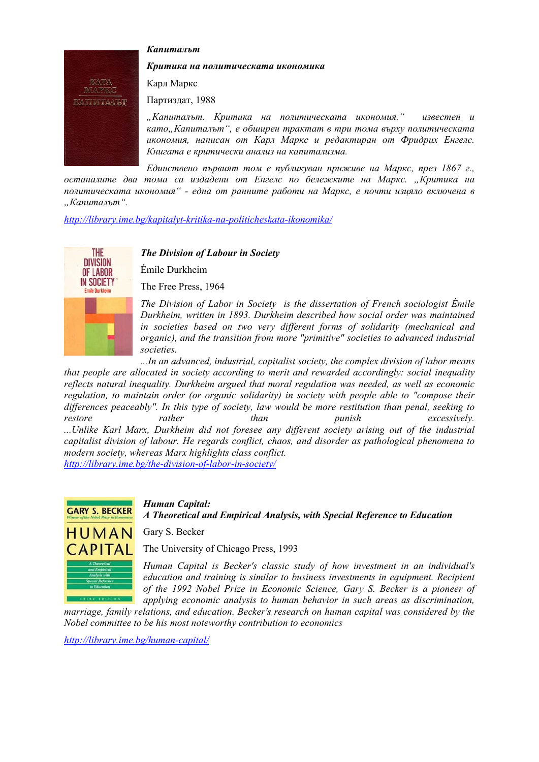***Капиталът***

***Критика на политическата икономика***

Карл Маркс

Партиздат, 1988

*„Капиталът. Критика на политическата икономия.“ известен и като„Капиталът“, е обширен трактат в три тома върху политическата икономия, написан от Карл Маркс и редактиран от Фридрих Енгелс. Книгата е критически анализ на капитализма.*

*Единствено първият том е публикуван приживе на Маркс, през 1867 г., останалите два тома са издадени от Енгелс по бележките на Маркс. „Критика на политическата икономия“ - една от ранните работи на Маркс, е почти изцяло включена в „Капиталът“.*

http://library.ime.bg/kapitalyt-kritika-na-politicheskata-ikonomika/

***The Division of Labour in Society***

Émile Durkheim

The Free Press, 1964

*The Division of Labor in Society is the dissertation of French sociologist Émile Durkheim, written in 1893. Durkheim described how social order was maintained in societies based on two very different forms of solidarity (mechanical and organic), and the transition from more "primitive" societies to advanced industrial societies.*

*...In an advanced, industrial, capitalist society, the complex division of labor means that people are allocated in society according to merit and rewarded accordingly: social inequality reflects natural inequality. Durkheim argued that moral regulation was needed, as well as economic regulation, to maintain order (or organic solidarity) in society with people able to "compose their differences peaceably". In this type of society, law would be more restitution than penal, seeking to restore rather than punish excessively.*

*...Unlike Karl Marx, Durkheim did not foresee any different society arising out of the industrial capitalist division of labour. He regards conflict, chaos, and disorder as pathological phenomena to modern society, whereas Marx highlights class conflict.*

http://library.ime.bg/the-division-of-labor-in-society/

***Human Capital:***
***A Theoretical and Empirical Analysis, with Special Reference to Education***

Gary S. Becker

The University of Chicago Press, 1993

*Human Capital is Becker's classic study of how investment in an individual's education and training is similar to business investments in equipment. Recipient of the 1992 Nobel Prize in Economic Science, Gary S. Becker is a pioneer of applying economic analysis to human behavior in such areas as discrimination, marriage, family relations, and education. Becker's research on human capital was considered by the Nobel committee to be his most noteworthy contribution to economics*

http://library.ime.bg/human-capital/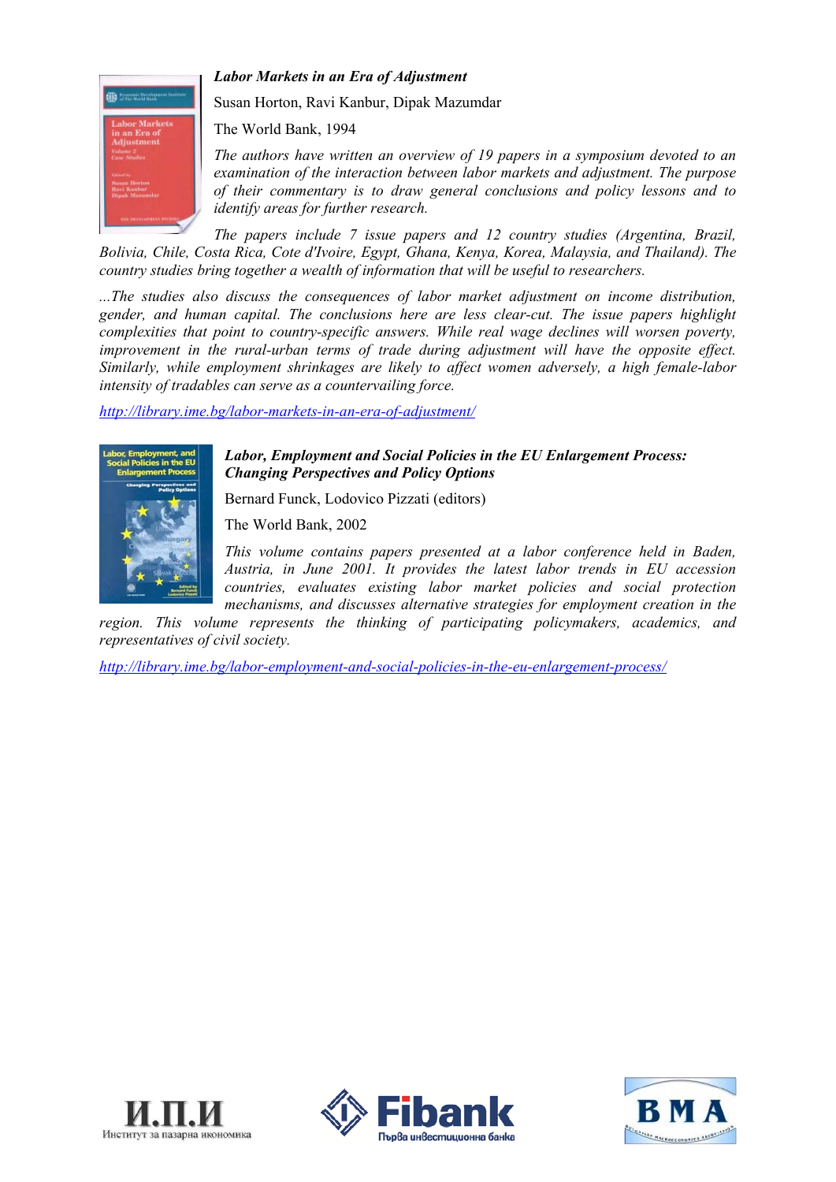***Labor Markets in an Era of Adjustment***

Susan Horton, Ravi Kanbur, Dipak Mazumdar

The World Bank, 1994

*The authors have written an overview of 19 papers in a symposium devoted to an examination of the interaction between labor markets and adjustment. The purpose of their commentary is to draw general conclusions and policy lessons and to identify areas for further research.*

*The papers include 7 issue papers and 12 country studies (Argentina, Brazil, Bolivia, Chile, Costa Rica, Cote d'Ivoire, Egypt, Ghana, Kenya, Korea, Malaysia, and Thailand). The country studies bring together a wealth of information that will be useful to researchers.*

*...The studies also discuss the consequences of labor market adjustment on income distribution, gender, and human capital. The conclusions here are less clear-cut. The issue papers highlight complexities that point to country-specific answers. While real wage declines will worsen poverty, improvement in the rural-urban terms of trade during adjustment will have the opposite effect. Similarly, while employment shrinkages are likely to affect women adversely, a high female-labor intensity of tradables can serve as a countervailing force.*

http://library.ime.bg/labor-markets-in-an-era-of-adjustment/

***Labor, Employment and Social Policies in the EU Enlargement Process: Changing Perspectives and Policy Options***

Bernard Funck, Lodovico Pizzati (editors)

The World Bank, 2002

*This volume contains papers presented at a labor conference held in Baden, Austria, in June 2001. It provides the latest labor trends in EU accession countries, evaluates existing labor market policies and social protection mechanisms, and discusses alternative strategies for employment creation in the region. This volume represents the thinking of participating policymakers, academics, and representatives of civil society.*

http://library.ime.bg/labor-employment-and-social-policies-in-the-eu-enlargement-process/